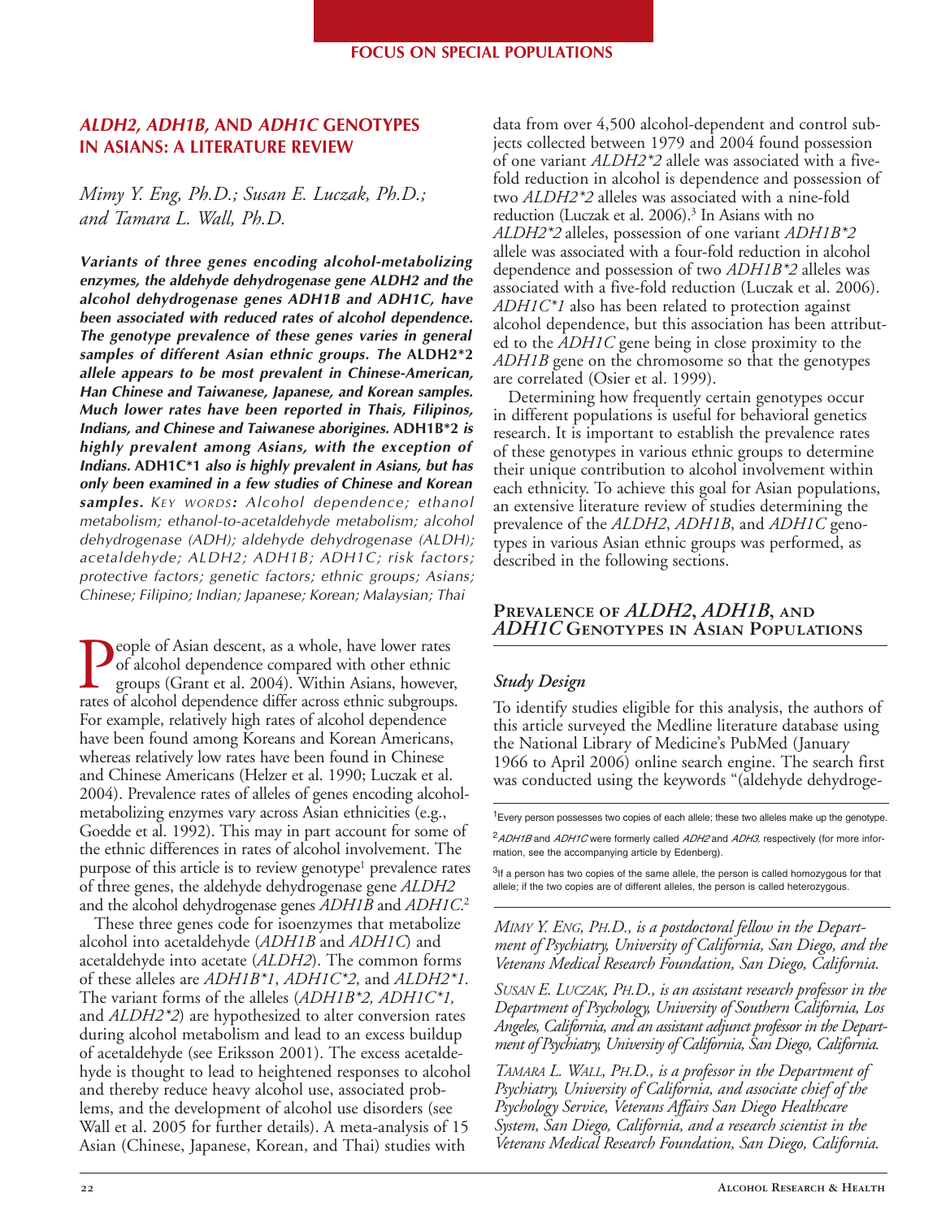FOCUS ON SPECIAL POPULATIONS

# *ALDH2, ADH1B,* AND *ADH1C* GENOTYPES IN ASIANS: A LITERATURE REVIEW

*Mimy Y. Eng, Ph.D.; Susan E. Luczak, Ph.D.; and Tamara L. Wall, Ph.D.*

***Variants of three genes encoding alcohol-metabolizing enzymes, the aldehyde dehydrogenase gene ALDH2 and the alcohol dehydrogenase genes ADH1B and ADH1C, have been associated with reduced rates of alcohol dependence. The genotype prevalence of these genes varies in general samples of different Asian ethnic groups. The ALDH2\*2 allele appears to be most prevalent in Chinese-American, Han Chinese and Taiwanese, Japanese, and Korean samples. Much lower rates have been reported in Thais, Filipinos, Indians, and Chinese and Taiwanese aborigines. ADH1B\*2 is highly prevalent among Asians, with the exception of Indians. ADH1C\*1 also is highly prevalent in Asians, but has only been examined in a few studies of Chinese and Korean samples.*** *KEY WORDS: Alcohol dependence; ethanol metabolism; ethanol-to-acetaldehyde metabolism; alcohol dehydrogenase (ADH); aldehyde dehydrogenase (ALDH); acetaldehyde; ALDH2; ADH1B; ADH1C; risk factors; protective factors; genetic factors; ethnic groups; Asians; Chinese; Filipino; Indian; Japanese; Korean; Malaysian; Thai*

People of Asian descent, as a whole, have lower rates of alcohol dependence compared with other ethnic groups (Grant et al. 2004). Within Asians, however, rates of alcohol dependence differ across ethnic subgroups. For example, relatively high rates of alcohol dependence have been found among Koreans and Korean Americans, whereas relatively low rates have been found in Chinese and Chinese Americans (Helzer et al. 1990; Luczak et al. 2004). Prevalence rates of alleles of genes encoding alcohol-metabolizing enzymes vary across Asian ethnicities (e.g., Goedde et al. 1992). This may in part account for some of the ethnic differences in rates of alcohol involvement. The purpose of this article is to review genotype[1] prevalence rates of three genes, the aldehyde dehydrogenase gene *ALDH2* and the alcohol dehydrogenase genes *ADH1B* and *ADH1C*.[2]

These three genes code for isoenzymes that metabolize alcohol into acetaldehyde (*ADH1B* and *ADH1C*) and acetaldehyde into acetate (*ALDH2*). The common forms of these alleles are *ADH1B\*1*, *ADH1C\*2*, and *ALDH2\*1*. The variant forms of the alleles (*ADH1B\*2, ADH1C\*1,* and *ALDH2\*2*) are hypothesized to alter conversion rates during alcohol metabolism and lead to an excess buildup of acetaldehyde (see Eriksson 2001). The excess acetaldehyde is thought to lead to heightened responses to alcohol and thereby reduce heavy alcohol use, associated problems, and the development of alcohol use disorders (see Wall et al. 2005 for further details). A meta-analysis of 15 Asian (Chinese, Japanese, Korean, and Thai) studies with data from over 4,500 alcohol-dependent and control subjects collected between 1979 and 2004 found possession of one variant *ALDH2\*2* allele was associated with a five-fold reduction in alcohol is dependence and possession of two *ALDH2\*2* alleles was associated with a nine-fold reduction (Luczak et al. 2006).[3] In Asians with no *ALDH2\*2* alleles, possession of one variant *ADH1B\*2* allele was associated with a four-fold reduction in alcohol dependence and possession of two *ADH1B\*2* alleles was associated with a five-fold reduction (Luczak et al. 2006). *ADH1C\*1* also has been related to protection against alcohol dependence, but this association has been attributed to the *ADH1C* gene being in close proximity to the *ADH1B* gene on the chromosome so that the genotypes are correlated (Osier et al. 1999).

Determining how frequently certain genotypes occur in different populations is useful for behavioral genetics research. It is important to establish the prevalence rates of these genotypes in various ethnic groups to determine their unique contribution to alcohol involvement within each ethnicity. To achieve this goal for Asian populations, an extensive literature review of studies determining the prevalence of the *ALDH2*, *ADH1B*, and *ADH1C* genotypes in various Asian ethnic groups was performed, as described in the following sections.

## PREVALENCE OF *ALDH2*, *ADH1B*, AND *ADH1C* GENOTYPES IN ASIAN POPULATIONS

### *Study Design*

To identify studies eligible for this analysis, the authors of this article surveyed the Medline literature database using the National Library of Medicine's PubMed (January 1966 to April 2006) online search engine. The search first was conducted using the keywords "(aldehyde dehydroge-

[1] Every person possesses two copies of each allele; these two alleles make up the genotype.

[2] *ADH1B* and *ADH1C* were formerly called *ADH2* and *ADH3*, respectively (for more information, see the accompanying article by Edenberg).

[3] If a person has two copies of the same allele, the person is called homozygous for that allele; if the two copies are of different alleles, the person is called heterozygous.

*MIMY Y. ENG, PH.D., is a postdoctoral fellow in the Department of Psychiatry, University of California, San Diego, and the Veterans Medical Research Foundation, San Diego, California.*

*SUSAN E. LUCZAK, PH.D., is an assistant research professor in the Department of Psychology, University of Southern California, Los Angeles, California, and an assistant adjunct professor in the Department of Psychiatry, University of California, San Diego, California.*

*TAMARA L. WALL, PH.D., is a professor in the Department of Psychiatry, University of California, and associate chief of the Psychology Service, Veterans Affairs San Diego Healthcare System, San Diego, California, and a research scientist in the Veterans Medical Research Foundation, San Diego, California.*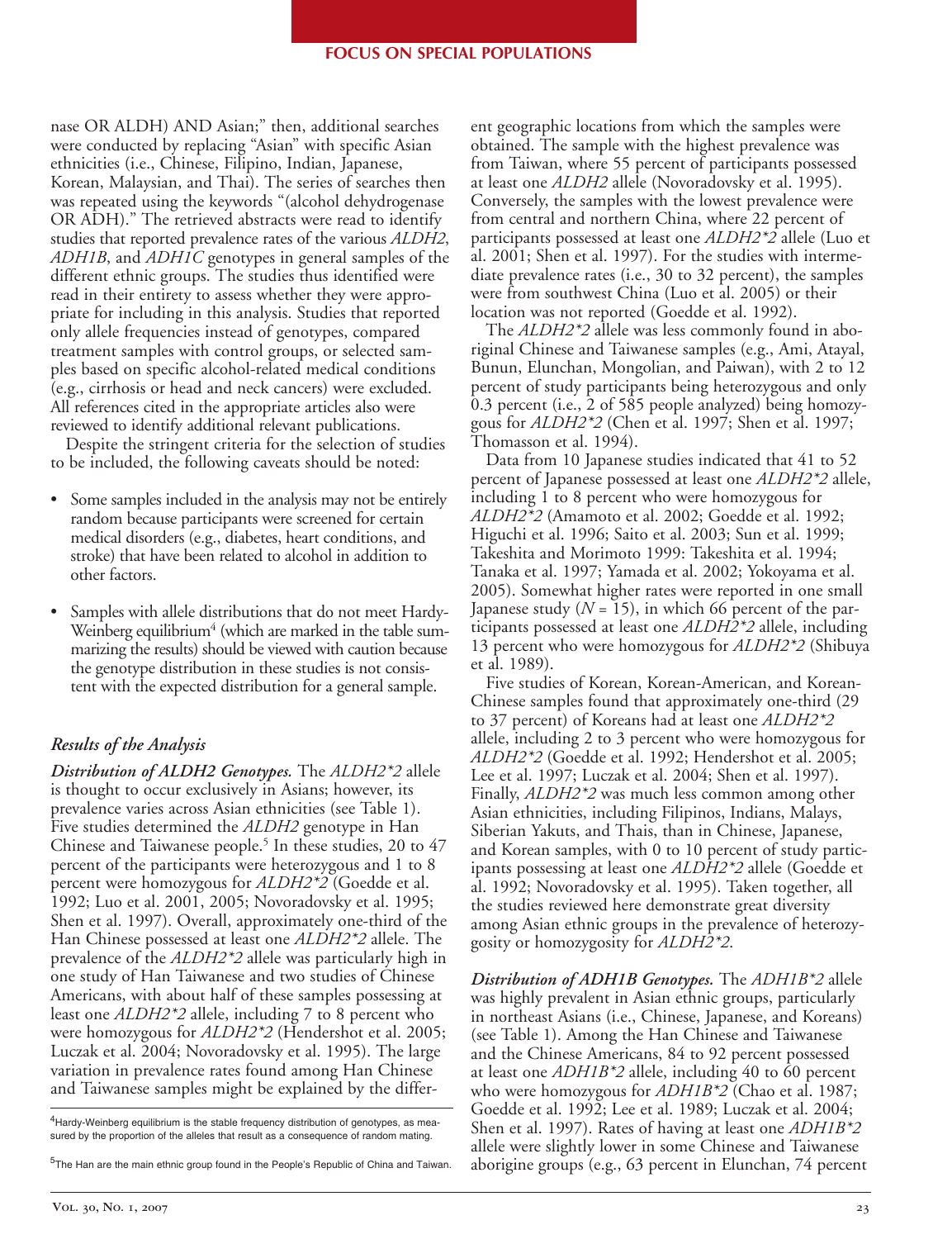nase OR ALDH) AND Asian;" then, additional searches were conducted by replacing "Asian" with specific Asian ethnicities (i.e., Chinese, Filipino, Indian, Japanese, Korean, Malaysian, and Thai). The series of searches then was repeated using the keywords "(alcohol dehydrogenase OR ADH)." The retrieved abstracts were read to identify studies that reported prevalence rates of the various *ALDH2*, *ADH1B*, and *ADH1C* genotypes in general samples of the different ethnic groups. The studies thus identified were read in their entirety to assess whether they were appropriate for including in this analysis. Studies that reported only allele frequencies instead of genotypes, compared treatment samples with control groups, or selected samples based on specific alcohol-related medical conditions (e.g., cirrhosis or head and neck cancers) were excluded. All references cited in the appropriate articles also were reviewed to identify additional relevant publications.

Despite the stringent criteria for the selection of studies to be included, the following caveats should be noted:

- Some samples included in the analysis may not be entirely random because participants were screened for certain medical disorders (e.g., diabetes, heart conditions, and stroke) that have been related to alcohol in addition to other factors.
- Samples with allele distributions that do not meet Hardy-Weinberg equilibrium[4] (which are marked in the table summarizing the results) should be viewed with caution because the genotype distribution in these studies is not consistent with the expected distribution for a general sample.

### *Results of the Analysis*

***Distribution of ALDH2 Genotypes.*** The *ALDH2\*2* allele is thought to occur exclusively in Asians; however, its prevalence varies across Asian ethnicities (see Table 1). Five studies determined the *ALDH2* genotype in Han Chinese and Taiwanese people.[5] In these studies, 20 to 47 percent of the participants were heterozygous and 1 to 8 percent were homozygous for *ALDH2\*2* (Goedde et al. 1992; Luo et al. 2001, 2005; Novoradovsky et al. 1995; Shen et al. 1997). Overall, approximately one-third of the Han Chinese possessed at least one *ALDH2\*2* allele. The prevalence of the *ALDH2\*2* allele was particularly high in one study of Han Taiwanese and two studies of Chinese Americans, with about half of these samples possessing at least one *ALDH2\*2* allele, including 7 to 8 percent who were homozygous for *ALDH2\*2* (Hendershot et al. 2005; Luczak et al. 2004; Novoradovsky et al. 1995). The large variation in prevalence rates found among Han Chinese and Taiwanese samples might be explained by the different geographic locations from which the samples were obtained. The sample with the highest prevalence was from Taiwan, where 55 percent of participants possessed at least one *ALDH2* allele (Novoradovsky et al. 1995). Conversely, the samples with the lowest prevalence were from central and northern China, where 22 percent of participants possessed at least one *ALDH2\*2* allele (Luo et al. 2001; Shen et al. 1997). For the studies with intermediate prevalence rates (i.e., 30 to 32 percent), the samples were from southwest China (Luo et al. 2005) or their location was not reported (Goedde et al. 1992).

The *ALDH2\*2* allele was less commonly found in aboriginal Chinese and Taiwanese samples (e.g., Ami, Atayal, Bunun, Elunchan, Mongolian, and Paiwan), with 2 to 12 percent of study participants being heterozygous and only 0.3 percent (i.e., 2 of 585 people analyzed) being homozygous for *ALDH2\*2* (Chen et al. 1997; Shen et al. 1997; Thomasson et al. 1994).

Data from 10 Japanese studies indicated that 41 to 52 percent of Japanese possessed at least one *ALDH2\*2* allele, including 1 to 8 percent who were homozygous for *ALDH2\*2* (Amamoto et al. 2002; Goedde et al. 1992; Higuchi et al. 1996; Saito et al. 2003; Sun et al. 1999; Takeshita and Morimoto 1999: Takeshita et al. 1994; Tanaka et al. 1997; Yamada et al. 2002; Yokoyama et al. 2005). Somewhat higher rates were reported in one small Japanese study ($N = 15$), in which 66 percent of the participants possessed at least one *ALDH2\*2* allele, including 13 percent who were homozygous for *ALDH2\*2* (Shibuya et al. 1989).

Five studies of Korean, Korean-American, and Korean-Chinese samples found that approximately one-third (29 to 37 percent) of Koreans had at least one *ALDH2\*2* allele, including 2 to 3 percent who were homozygous for *ALDH2\*2* (Goedde et al. 1992; Hendershot et al. 2005; Lee et al. 1997; Luczak et al. 2004; Shen et al. 1997). Finally, *ALDH2\*2* was much less common among other Asian ethnicities, including Filipinos, Indians, Malays, Siberian Yakuts, and Thais, than in Chinese, Japanese, and Korean samples, with 0 to 10 percent of study participants possessing at least one *ALDH2\*2* allele (Goedde et al. 1992; Novoradovsky et al. 1995). Taken together, all the studies reviewed here demonstrate great diversity among Asian ethnic groups in the prevalence of heterozygosity or homozygosity for *ALDH2\*2*.

***Distribution of ADH1B Genotypes.*** The *ADH1B\*2* allele was highly prevalent in Asian ethnic groups, particularly in northeast Asians (i.e., Chinese, Japanese, and Koreans) (see Table 1). Among the Han Chinese and Taiwanese and the Chinese Americans, 84 to 92 percent possessed at least one *ADH1B\*2* allele, including 40 to 60 percent who were homozygous for *ADH1B\*2* (Chao et al. 1987; Goedde et al. 1992; Lee et al. 1989; Luczak et al. 2004; Shen et al. 1997). Rates of having at least one *ADH1B\*2* allele were slightly lower in some Chinese and Taiwanese aborigine groups (e.g., 63 percent in Elunchan, 74 percent

---

[4] Hardy-Weinberg equilibrium is the stable frequency distribution of genotypes, as measured by the proportion of the alleles that result as a consequence of random mating.

[5] The Han are the main ethnic group found in the People's Republic of China and Taiwan.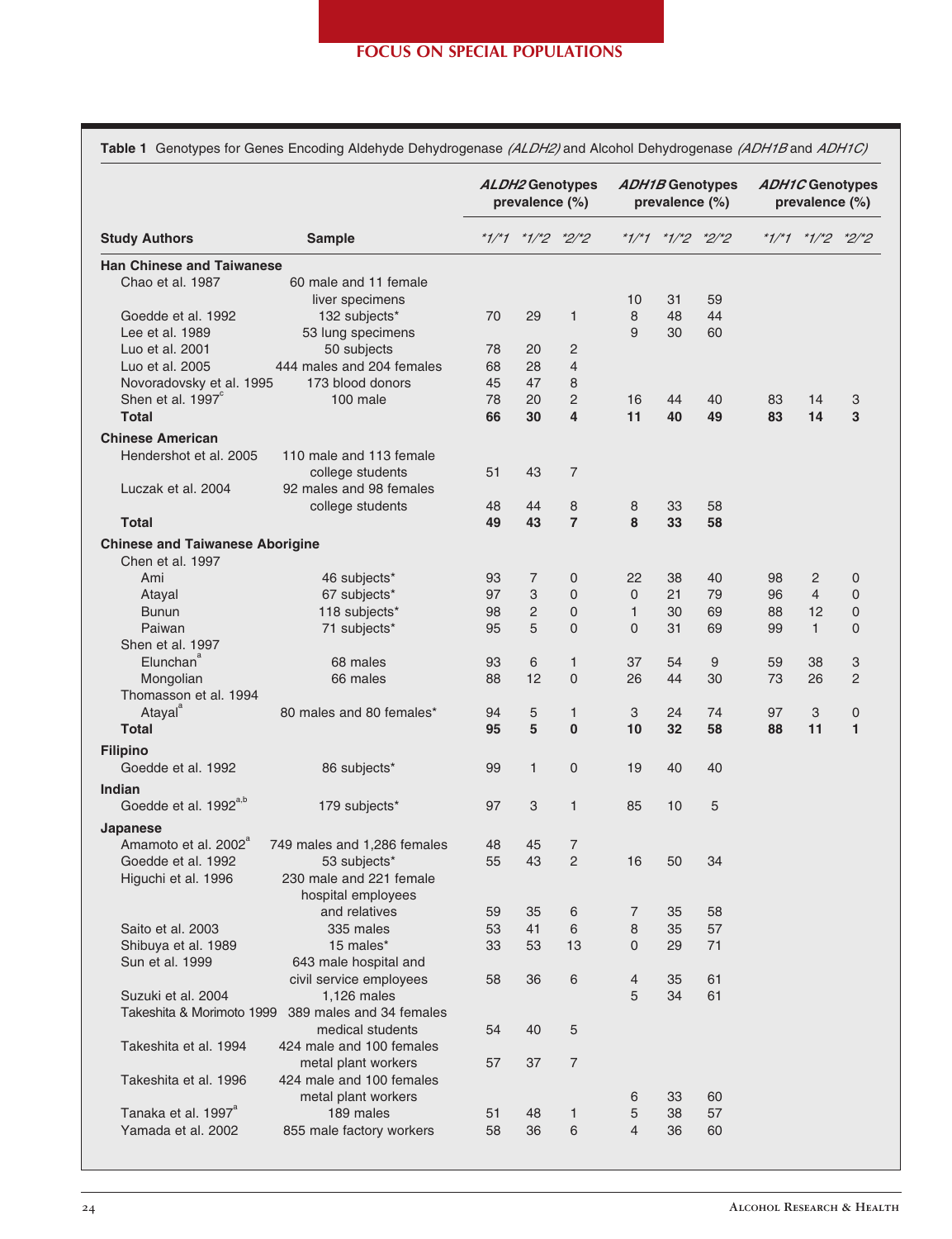**Table 1** Genotypes for Genes Encoding Aldehyde Dehydrogenase *(ALDH2)* and Alcohol Dehydrogenase *(ADH1B* and *ADH1C)*

| Study Authors | Sample | *ALDH2* Genotypes prevalence (%) | | | *ADH1B* Genotypes prevalence (%) | | | *ADH1C* Genotypes prevalence (%) | | |
|---|---|---|---|---|---|---|---|---|---|---|
| | | *1/*1 | *1/*2 | *2/*2 | *1/*1 | *1/*2 | *2/*2 | *1/*1 | *1/*2 | *2/*2 |
| **Han Chinese and Taiwanese** | | | | | | | | | | |
| Chao et al. 1987 | 60 male and 11 female liver specimens | | | | 10 | 31 | 59 | | | |
| Goedde et al. 1992 | 132 subjects* | 70 | 29 | 1 | 8 | 48 | 44 | | | |
| Lee et al. 1989 | 53 lung specimens | | | | 9 | 30 | 60 | | | |
| Luo et al. 2001 | 50 subjects | 78 | 20 | 2 | | | | | | |
| Luo et al. 2005 | 444 males and 204 females | 68 | 28 | 4 | | | | | | |
| Novoradovsky et al. 1995 | 173 blood donors | 45 | 47 | 8 | | | | | | |
| Shen et al. 1997[c] | 100 male | 78 | 20 | 2 | 16 | 44 | 40 | 83 | 14 | 3 |
| **Total** | | **66** | **30** | **4** | **11** | **40** | **49** | **83** | **14** | **3** |
| **Chinese American** | | | | | | | | | | |
| Hendershot et al. 2005 | 110 male and 113 female college students | 51 | 43 | 7 | | | | | | |
| Luczak et al. 2004 | 92 males and 98 females college students | 48 | 44 | 8 | 8 | 33 | 58 | | | |
| **Total** | | **49** | **43** | **7** | **8** | **33** | **58** | | | |
| **Chinese and Taiwanese Aborigine** | | | | | | | | | | |
| Chen et al. 1997 | | | | | | | | | | |
| Ami | 46 subjects* | 93 | 7 | 0 | 22 | 38 | 40 | 98 | 2 | 0 |
| Atayal | 67 subjects* | 97 | 3 | 0 | 0 | 21 | 79 | 96 | 4 | 0 |
| Bunun | 118 subjects* | 98 | 2 | 0 | 1 | 30 | 69 | 88 | 12 | 0 |
| Paiwan | 71 subjects* | 95 | 5 | 0 | 0 | 31 | 69 | 99 | 1 | 0 |
| Shen et al. 1997 | | | | | | | | | | |
| Elunchan[a] | 68 males | 93 | 6 | 1 | 37 | 54 | 9 | 59 | 38 | 3 |
| Mongolian | 66 males | 88 | 12 | 0 | 26 | 44 | 30 | 73 | 26 | 2 |
| Thomasson et al. 1994 | | | | | | | | | | |
| Atayal[a] | 80 males and 80 females* | 94 | 5 | 1 | 3 | 24 | 74 | 97 | 3 | 0 |
| **Total** | | **95** | **5** | **0** | **10** | **32** | **58** | **88** | **11** | **1** |
| **Filipino** | | | | | | | | | | |
| Goedde et al. 1992 | 86 subjects* | 99 | 1 | 0 | 19 | 40 | 40 | | | |
| **Indian** | | | | | | | | | | |
| Goedde et al. 1992[a,b] | 179 subjects* | 97 | 3 | 1 | 85 | 10 | 5 | | | |
| **Japanese** | | | | | | | | | | |
| Amamoto et al. 2002[a] | 749 males and 1,286 females | 48 | 45 | 7 | | | | | | |
| Goedde et al. 1992 | 53 subjects* | 55 | 43 | 2 | 16 | 50 | 34 | | | |
| Higuchi et al. 1996 | 230 male and 221 female hospital employees and relatives | 59 | 35 | 6 | 7 | 35 | 58 | | | |
| Saito et al. 2003 | 335 males | 53 | 41 | 6 | 8 | 35 | 57 | | | |
| Shibuya et al. 1989 | 15 males* | 33 | 53 | 13 | 0 | 29 | 71 | | | |
| Sun et al. 1999 | 643 male hospital and civil service employees | 58 | 36 | 6 | 4 | 35 | 61 | | | |
| Suzuki et al. 2004 | 1,126 males | | | | 5 | 34 | 61 | | | |
| Takeshita & Morimoto 1999 | 389 males and 34 females medical students | 54 | 40 | 5 | | | | | | |
| Takeshita et al. 1994 | 424 male and 100 females metal plant workers | 57 | 37 | 7 | | | | | | |
| Takeshita et al. 1996 | 424 male and 100 females metal plant workers | | | | 6 | 33 | 60 | | | |
| Tanaka et al. 1997[a] | 189 males | 51 | 48 | 1 | 5 | 38 | 57 | | | |
| Yamada et al. 2002 | 855 male factory workers | 58 | 36 | 6 | 4 | 36 | 60 | | | |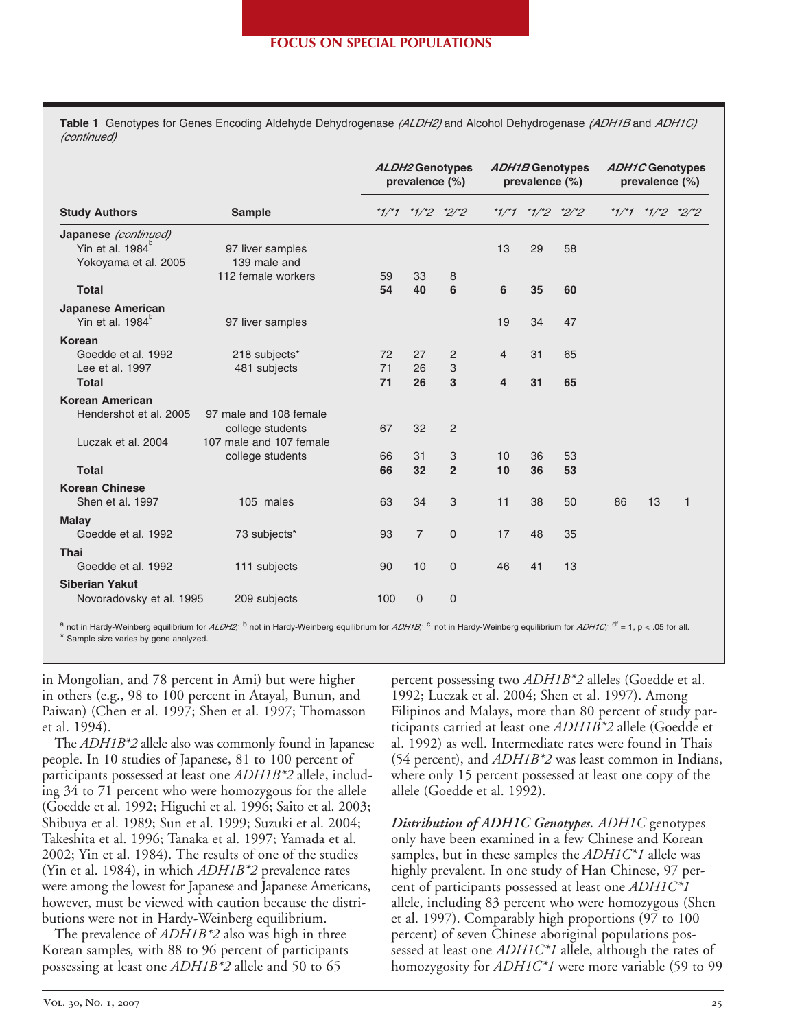**Table 1** Genotypes for Genes Encoding Aldehyde Dehydrogenase *(ALDH2)* and Alcohol Dehydrogenase *(ADH1B* and *ADH1C)* *(continued)*

| Study Authors | Sample | *ALDH2* Genotypes prevalence (%) | | | *ADH1B* Genotypes prevalence (%) | | | *ADH1C* Genotypes prevalence (%) | | |
|---|---|---|---|---|---|---|---|---|---|---|
| | | *1/*1 | *1/*2 | *2/*2 | *1/*1 | *1/*2 | *2/*2 | *1/*1 | *1/*2 | *2/*2 |
| **Japanese** *(continued)* | | | | | | | | | | |
| Yin et al. 1984[b] | 97 liver samples | | | | 13 | 29 | 58 | | | |
| Yokoyama et al. 2005 | 139 male and 112 female workers | 59 | 33 | 8 | | | | | | |
| **Total** | | **54** | **40** | **6** | **6** | **35** | **60** | | | |
| **Japanese American** | | | | | | | | | | |
| Yin et al. 1984[b] | 97 liver samples | | | | 19 | 34 | 47 | | | |
| **Korean** | | | | | | | | | | |
| Goedde et al. 1992 | 218 subjects* | 72 | 27 | 2 | 4 | 31 | 65 | | | |
| Lee et al. 1997 | 481 subjects | 71 | 26 | 3 | | | | | | |
| **Total** | | **71** | **26** | **3** | **4** | **31** | **65** | | | |
| **Korean American** | | | | | | | | | | |
| Hendershot et al. 2005 | 97 male and 108 female college students | 67 | 32 | 2 | | | | | | |
| Luczak et al. 2004 | 107 male and 107 female college students | 66 | 31 | 3 | 10 | 36 | 53 | | | |
| **Total** | | **66** | **32** | **2** | **10** | **36** | **53** | | | |
| **Korean Chinese** | | | | | | | | | | |
| Shen et al. 1997 | 105 males | 63 | 34 | 3 | 11 | 38 | 50 | 86 | 13 | 1 |
| **Malay** | | | | | | | | | | |
| Goedde et al. 1992 | 73 subjects* | 93 | 7 | 0 | 17 | 48 | 35 | | | |
| **Thai** | | | | | | | | | | |
| Goedde et al. 1992 | 111 subjects | 90 | 10 | 0 | 46 | 41 | 13 | | | |
| **Siberian Yakut** | | | | | | | | | | |
| Novoradovsky et al. 1995 | 209 subjects | 100 | 0 | 0 | | | | | | |

[a] not in Hardy-Weinberg equilibrium for *ALDH2;* [b] not in Hardy-Weinberg equilibrium for *ADH1B;* [c] not in Hardy-Weinberg equilibrium for *ADH1C;* [df] = 1, p < .05 for all.
* Sample size varies by gene analyzed.

in Mongolian, and 78 percent in Ami) but were higher in others (e.g., 98 to 100 percent in Atayal, Bunun, and Paiwan) (Chen et al. 1997; Shen et al. 1997; Thomasson et al. 1994).

The *ADH1B*2* allele also was commonly found in Japanese people. In 10 studies of Japanese, 81 to 100 percent of participants possessed at least one *ADH1B*2* allele, including 34 to 71 percent who were homozygous for the allele (Goedde et al. 1992; Higuchi et al. 1996; Saito et al. 2003; Shibuya et al. 1989; Sun et al. 1999; Suzuki et al. 2004; Takeshita et al. 1996; Tanaka et al. 1997; Yamada et al. 2002; Yin et al. 1984). The results of one of the studies (Yin et al. 1984), in which *ADH1B*2* prevalence rates were among the lowest for Japanese and Japanese Americans, however, must be viewed with caution because the distributions were not in Hardy-Weinberg equilibrium.

The prevalence of *ADH1B*2* also was high in three Korean samples, with 88 to 96 percent of participants possessing at least one *ADH1B*2* allele and 50 to 65 percent possessing two *ADH1B*2* alleles (Goedde et al. 1992; Luczak et al. 2004; Shen et al. 1997). Among Filipinos and Malays, more than 80 percent of study participants carried at least one *ADH1B*2* allele (Goedde et al. 1992) as well. Intermediate rates were found in Thais (54 percent), and *ADH1B*2* was least common in Indians, where only 15 percent possessed at least one copy of the allele (Goedde et al. 1992).

***Distribution of ADH1C Genotypes.*** *ADH1C* genotypes only have been examined in a few Chinese and Korean samples, but in these samples the *ADH1C*1* allele was highly prevalent. In one study of Han Chinese, 97 percent of participants possessed at least one *ADH1C*1* allele, including 83 percent who were homozygous (Shen et al. 1997). Comparably high proportions (97 to 100 percent) of seven Chinese aboriginal populations possessed at least one *ADH1C*1* allele, although the rates of homozygosity for *ADH1C*1* were more variable (59 to 99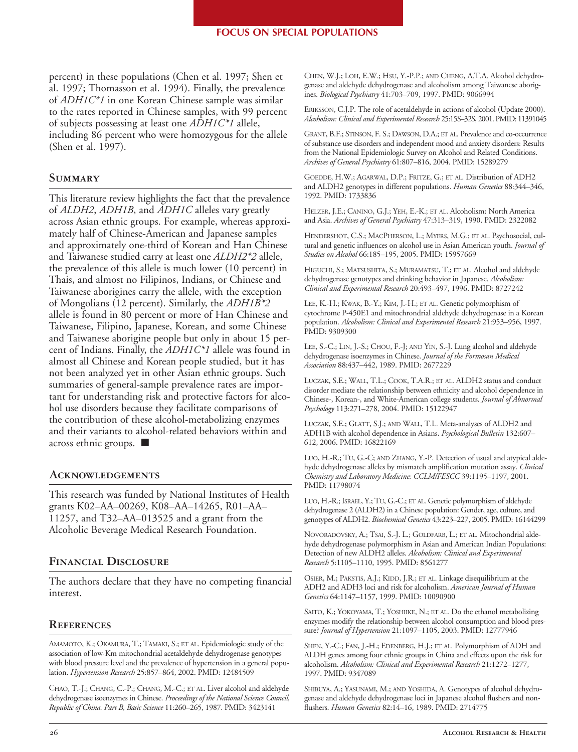percent) in these populations (Chen et al. 1997; Shen et al. 1997; Thomasson et al. 1994). Finally, the prevalence of *ADH1C*1* in one Korean Chinese sample was similar to the rates reported in Chinese samples, with 99 percent of subjects possessing at least one *ADH1C*1* allele, including 86 percent who were homozygous for the allele (Shen et al. 1997).

## Summary

This literature review highlights the fact that the prevalence of *ALDH2*, *ADH1B*, and *ADH1C* alleles vary greatly across Asian ethnic groups. For example, whereas approximately half of Chinese-American and Japanese samples and approximately one-third of Korean and Han Chinese and Taiwanese studied carry at least one *ALDH2*2* allele, the prevalence of this allele is much lower (10 percent) in Thais, and almost no Filipinos, Indians, or Chinese and Taiwanese aborigines carry the allele, with the exception of Mongolians (12 percent). Similarly, the *ADH1B*2* allele is found in 80 percent or more of Han Chinese and Taiwanese, Filipino, Japanese, Korean, and some Chinese and Taiwanese aborigine people but only in about 15 percent of Indians. Finally, the *ADH1C*1* allele was found in almost all Chinese and Korean people studied, but it has not been analyzed yet in other Asian ethnic groups. Such summaries of general-sample prevalence rates are important for understanding risk and protective factors for alcohol use disorders because they facilitate comparisons of the contribution of these alcohol-metabolizing enzymes and their variants to alcohol-related behaviors within and across ethnic groups. ■

## Acknowledgements

This research was funded by National Institutes of Health grants K02–AA–00269, K08–AA–14265, R01–AA–11257, and T32–AA–013525 and a grant from the Alcoholic Beverage Medical Research Foundation.

## Financial Disclosure

The authors declare that they have no competing financial interest.

## References

Amamoto, K.; Okamura, T.; Tamaki, S.; et al. Epidemiologic study of the association of low-Km mitochondrial acetaldehyde dehydrogenase genotypes with blood pressure level and the prevalence of hypertension in a general population. *Hypertension Research* 25:857–864, 2002. PMID: 12484509

Chao, T.-J.; Chang, C.-P.; Chang, M.-C.; et al. Liver alcohol and aldehyde dehydrogenase isoenzymes in Chinese. *Proceedings of the National Science Council, Republic of China. Part B, Basic Science* 11:260–265, 1987. PMID: 3423141

Chen, W.J.; Loh, E.W.; Hsu, Y.-P.P.; and Cheng, A.T.A. Alcohol dehydrogenase and aldehyde dehydrogenase and alcoholism among Taiwanese aborigines. *Biological Psychiatry* 41:703–709, 1997. PMID: 9066994

Eriksson, C.J.P. The role of acetaldehyde in actions of alcohol (Update 2000). *Alcoholism: Clinical and Experimental Research* 25:15S–32S, 2001. PMID: 11391045

Grant, B.F.; Stinson, F. S.; Dawson, D.A.; et al. Prevalence and co-occurrence of substance use disorders and independent mood and anxiety disorders: Results from the National Epidemiologic Survey on Alcohol and Related Conditions. *Archives of General Psychiatry* 61:807–816, 2004. PMID: 15289279

Goedde, H.W.; Agarwal, D.P.; Fritze, G.; et al. Distribution of ADH2 and ALDH2 genotypes in different populations. *Human Genetics* 88:344–346, 1992. PMID: 1733836

Helzer, J.E.; Canino, G.J.; Yeh, E.-K.; et al. Alcoholism: North America and Asia. *Archives of General Psychiatry* 47:313–319, 1990. PMID: 2322082

Hendershot, C.S.; MacPherson, L.; Myers, M.G.; et al. Psychosocial, cultural and genetic influences on alcohol use in Asian American youth. *Journal of Studies on Alcohol* 66:185–195, 2005. PMID: 15957669

Higuchi, S.; Matsushita, S.; Muramatsu, T.; et al. Alcohol and aldehyde dehydrogenase genotypes and drinking behavior in Japanese. *Alcoholism: Clinical and Experimental Research* 20:493–497, 1996. PMID: 8727242

Lee, K.-H.; Kwak, B.-Y.; Kim, J.-H.; et al. Genetic polymorphism of cytochrome P-450E1 and mitochrondrial aldehyde dehydrogenase in a Korean population. *Alcoholism: Clinical and Experimental Research* 21:953–956, 1997. PMID: 9309300

Lee, S.-C.; Lin, J.-S.; Chou, F.-J.; and Yin, S.-J. Lung alcohol and aldehyde dehydrogenase isoenzymes in Chinese. *Journal of the Formosan Medical Association* 88:437–442, 1989. PMID: 2677229

Luczak, S.E.; Wall, T.L.; Cook, T.A.R.; et al. ALDH2 status and conduct disorder mediate the relationship between ethnicity and alcohol dependence in Chinese-, Korean-, and White-American college students. *Journal of Abnormal Psychology* 113:271–278, 2004. PMID: 15122947

Luczak, S.E.; Glatt, S.J.; and Wall, T.L. Meta-analyses of ALDH2 and ADH1B with alcohol dependence in Asians. *Psychological Bulletin* 132:607–612, 2006. PMID: 16822169

Luo, H.-R.; Tu, G.-C; and Zhang, Y.-P. Detection of usual and atypical aldehyde dehydrogenase alleles by mismatch amplification mutation assay. *Clinical Chemistry and Laboratory Medicine: CCLM/FESCC* 39:1195–1197, 2001. PMID: 11798074

Luo, H.-R.; Israel, Y.; Tu, G.-C.; et al. Genetic polymorphism of aldehyde dehydrogenase 2 (ALDH2) in a Chinese population: Gender, age, culture, and genotypes of ALDH2. *Biochemical Genetics* 43:223–227, 2005. PMID: 16144299

Novoradovsky, A.; Tsai, S.-J. L.; Goldfarb, L.; et al. Mitochondrial aldehyde dehydrogenase polymorphism in Asian and American Indian Populations: Detection of new ALDH2 alleles. *Alcoholism: Clinical and Experimental Research* 5:1105–1110, 1995. PMID: 8561277

Osier, M.; Pakstis, A.J.; Kidd, J.R.; et al. Linkage disequilibrium at the ADH2 and ADH3 loci and risk for alcoholism. *American Journal of Human Genetics* 64:1147–1157, 1999. PMID: 10090900

Saito, K.; Yokoyama, T.; Yoshiike, N.; et al. Do the ethanol metabolizing enzymes modify the relationship between alcohol consumption and blood pressure? *Journal of Hypertension* 21:1097–1105, 2003. PMID: 12777946

Shen, Y.-C.; Fan, J.-H.; Edenberg, H.J.; et al. Polymorphism of ADH and ALDH genes among four ethnic groups in China and effects upon the risk for alcoholism. *Alcoholism: Clinical and Experimental Research* 21:1272–1277, 1997. PMID: 9347089

Shibuya, A.; Yasunami, M.; and Yoshida, A. Genotypes of alcohol dehydrogenase and aldehyde dehydrogenase loci in Japanese alcohol flushers and nonflushers. *Human Genetics* 82:14–16, 1989. PMID: 2714775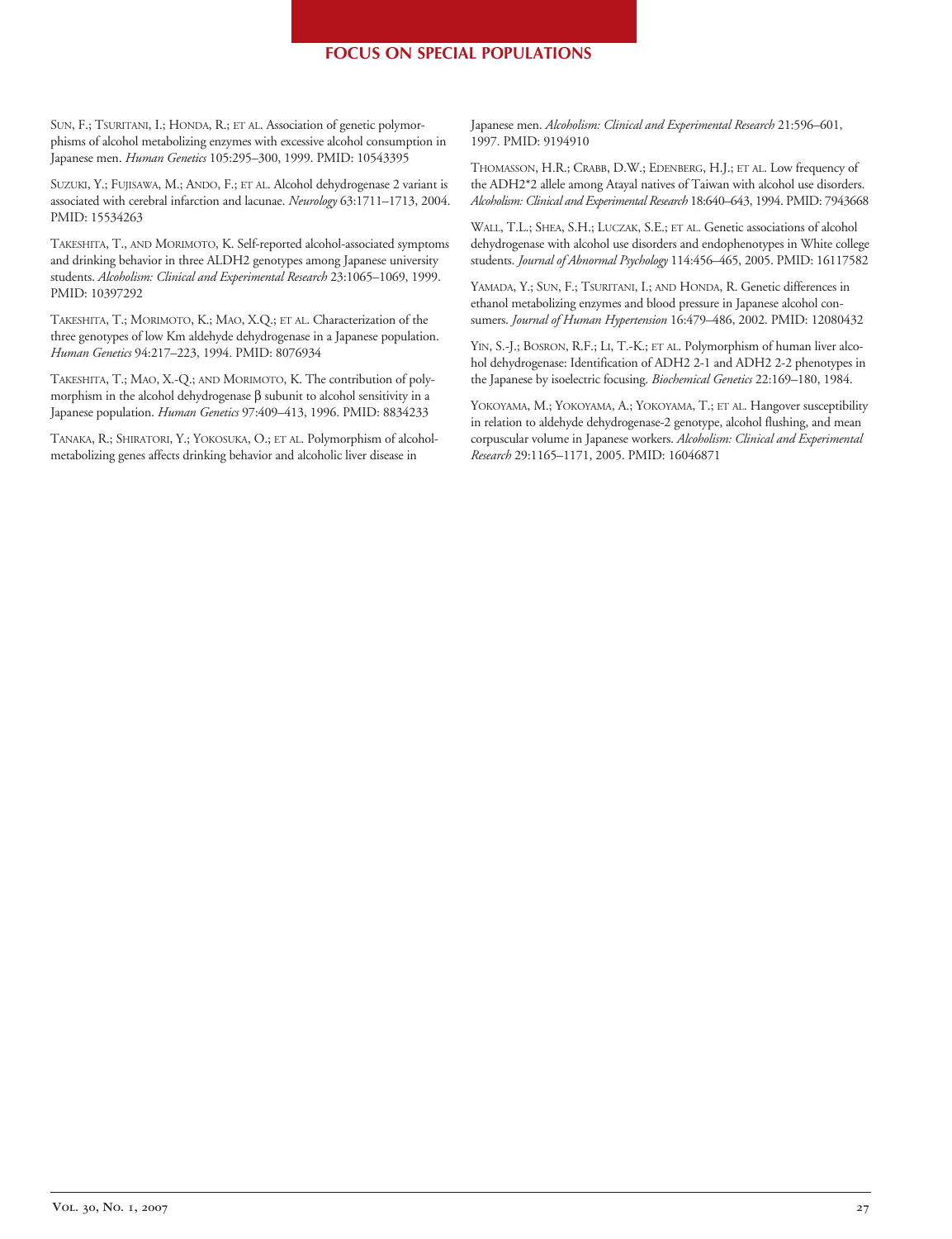Sun, F.; Tsuritani, I.; Honda, R.; et al. Association of genetic polymorphisms of alcohol metabolizing enzymes with excessive alcohol consumption in Japanese men. *Human Genetics* 105:295–300, 1999. PMID: 10543395

Suzuki, Y.; Fujisawa, M.; Ando, F.; et al. Alcohol dehydrogenase 2 variant is associated with cerebral infarction and lacunae. *Neurology* 63:1711–1713, 2004. PMID: 15534263

Takeshita, T., and Morimoto, K. Self-reported alcohol-associated symptoms and drinking behavior in three ALDH2 genotypes among Japanese university students. *Alcoholism: Clinical and Experimental Research* 23:1065–1069, 1999. PMID: 10397292

Takeshita, T.; Morimoto, K.; Mao, X.Q.; et al. Characterization of the three genotypes of low Km aldehyde dehydrogenase in a Japanese population. *Human Genetics* 94:217–223, 1994. PMID: 8076934

Takeshita, T.; Mao, X.-Q.; and Morimoto, K. The contribution of polymorphism in the alcohol dehydrogenase β subunit to alcohol sensitivity in a Japanese population. *Human Genetics* 97:409–413, 1996. PMID: 8834233

Tanaka, R.; Shiratori, Y.; Yokosuka, O.; et al. Polymorphism of alcohol-metabolizing genes affects drinking behavior and alcoholic liver disease in Japanese men. *Alcoholism: Clinical and Experimental Research* 21:596–601, 1997. PMID: 9194910

Thomasson, H.R.; Crabb, D.W.; Edenberg, H.J.; et al. Low frequency of the ADH2*2 allele among Atayal natives of Taiwan with alcohol use disorders. *Alcoholism: Clinical and Experimental Research* 18:640–643, 1994. PMID: 7943668

Wall, T.L.; Shea, S.H.; Luczak, S.E.; et al. Genetic associations of alcohol dehydrogenase with alcohol use disorders and endophenotypes in White college students. *Journal of Abnormal Psychology* 114:456–465, 2005. PMID: 16117582

Yamada, Y.; Sun, F.; Tsuritani, I.; and Honda, R. Genetic differences in ethanol metabolizing enzymes and blood pressure in Japanese alcohol consumers. *Journal of Human Hypertension* 16:479–486, 2002. PMID: 12080432

Yin, S.-J.; Bosron, R.F.; Li, T.-K.; et al. Polymorphism of human liver alcohol dehydrogenase: Identification of ADH2 2-1 and ADH2 2-2 phenotypes in the Japanese by isoelectric focusing. *Biochemical Genetics* 22:169–180, 1984.

Yokoyama, M.; Yokoyama, A.; Yokoyama, T.; et al. Hangover susceptibility in relation to aldehyde dehydrogenase-2 genotype, alcohol flushing, and mean corpuscular volume in Japanese workers. *Alcoholism: Clinical and Experimental Research* 29:1165–1171, 2005. PMID: 16046871